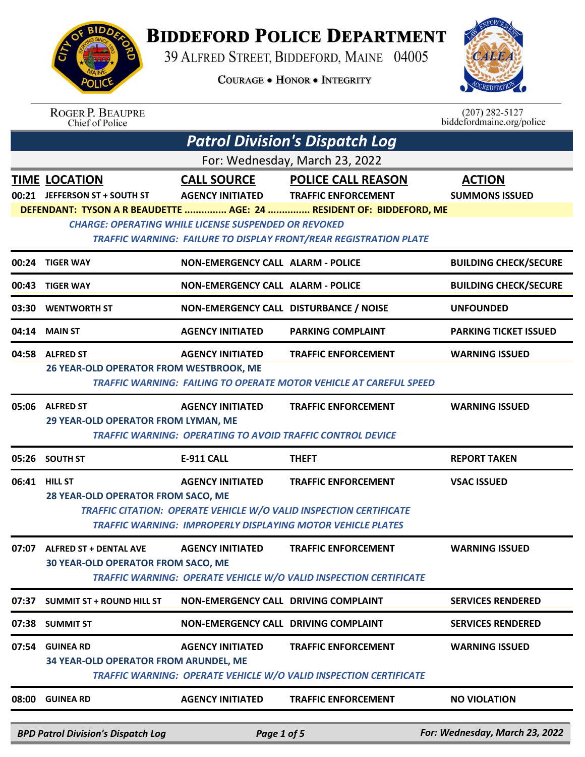# Biddeford Police Department

39 Alfred Street, Biddeford, Maine 04005

Courage • Honor • Integrity

Roger P. Beaupre
Chief of Police

(207) 282-5127
biddefordmaine.org/police

## Patrol Division's Dispatch Log

For: Wednesday, March 23, 2022

| TIME | LOCATION | CALL SOURCE | POLICE CALL REASON | ACTION |
|---|---|---|---|---|
| 00:21 | JEFFERSON ST + SOUTH ST | AGENCY INITIATED | TRAFFIC ENFORCEMENT | SUMMONS ISSUED |
| | DEFENDANT: TYSON A R BEAUDETTE ............... AGE: 24 ............... RESIDENT OF: BIDDEFORD, ME | | | |
| | *CHARGE: OPERATING WHILE LICENSE SUSPENDED OR REVOKED* | | | |
| | *TRAFFIC WARNING: FAILURE TO DISPLAY FRONT/REAR REGISTRATION PLATE* | | | |
| 00:24 | TIGER WAY | NON-EMERGENCY CALL | ALARM - POLICE | BUILDING CHECK/SECURE |
| 00:43 | TIGER WAY | NON-EMERGENCY CALL | ALARM - POLICE | BUILDING CHECK/SECURE |
| 03:30 | WENTWORTH ST | NON-EMERGENCY CALL | DISTURBANCE / NOISE | UNFOUNDED |
| 04:14 | MAIN ST | AGENCY INITIATED | PARKING COMPLAINT | PARKING TICKET ISSUED |
| 04:58 | ALFRED ST | AGENCY INITIATED | TRAFFIC ENFORCEMENT | WARNING ISSUED |
| | 26 YEAR-OLD OPERATOR FROM WESTBROOK, ME | | | |
| | *TRAFFIC WARNING: FAILING TO OPERATE MOTOR VEHICLE AT CAREFUL SPEED* | | | |
| 05:06 | ALFRED ST | AGENCY INITIATED | TRAFFIC ENFORCEMENT | WARNING ISSUED |
| | 29 YEAR-OLD OPERATOR FROM LYMAN, ME | | | |
| | *TRAFFIC WARNING: OPERATING TO AVOID TRAFFIC CONTROL DEVICE* | | | |
| 05:26 | SOUTH ST | E-911 CALL | THEFT | REPORT TAKEN |
| 06:41 | HILL ST | AGENCY INITIATED | TRAFFIC ENFORCEMENT | VSAC ISSUED |
| | 28 YEAR-OLD OPERATOR FROM SACO, ME | | | |
| | *TRAFFIC CITATION: OPERATE VEHICLE W/O VALID INSPECTION CERTIFICATE* | | | |
| | *TRAFFIC WARNING: IMPROPERLY DISPLAYING MOTOR VEHICLE PLATES* | | | |
| 07:07 | ALFRED ST + DENTAL AVE | AGENCY INITIATED | TRAFFIC ENFORCEMENT | WARNING ISSUED |
| | 30 YEAR-OLD OPERATOR FROM SACO, ME | | | |
| | *TRAFFIC WARNING: OPERATE VEHICLE W/O VALID INSPECTION CERTIFICATE* | | | |
| 07:37 | SUMMIT ST + ROUND HILL ST | NON-EMERGENCY CALL | DRIVING COMPLAINT | SERVICES RENDERED |
| 07:38 | SUMMIT ST | NON-EMERGENCY CALL | DRIVING COMPLAINT | SERVICES RENDERED |
| 07:54 | GUINEA RD | AGENCY INITIATED | TRAFFIC ENFORCEMENT | WARNING ISSUED |
| | 34 YEAR-OLD OPERATOR FROM ARUNDEL, ME | | | |
| | *TRAFFIC WARNING: OPERATE VEHICLE W/O VALID INSPECTION CERTIFICATE* | | | |
| 08:00 | GUINEA RD | AGENCY INITIATED | TRAFFIC ENFORCEMENT | NO VIOLATION |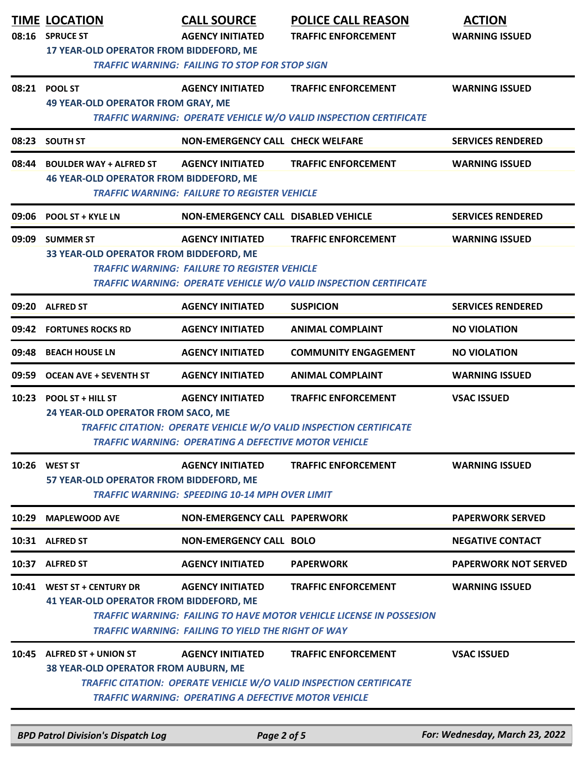| TIME | LOCATION | CALL SOURCE | POLICE CALL REASON | ACTION |
|---|---|---|---|---|
| 08:16 | SPRUCE ST | AGENCY INITIATED | TRAFFIC ENFORCEMENT | WARNING ISSUED |
| | 17 YEAR-OLD OPERATOR FROM BIDDEFORD, ME | | | |
| | *TRAFFIC WARNING: FAILING TO STOP FOR STOP SIGN* | | | |
| 08:21 | POOL ST | AGENCY INITIATED | TRAFFIC ENFORCEMENT | WARNING ISSUED |
| | 49 YEAR-OLD OPERATOR FROM GRAY, ME | | | |
| | *TRAFFIC WARNING: OPERATE VEHICLE W/O VALID INSPECTION CERTIFICATE* | | | |
| 08:23 | SOUTH ST | NON-EMERGENCY CALL | CHECK WELFARE | SERVICES RENDERED |
| 08:44 | BOULDER WAY + ALFRED ST | AGENCY INITIATED | TRAFFIC ENFORCEMENT | WARNING ISSUED |
| | 46 YEAR-OLD OPERATOR FROM BIDDEFORD, ME | | | |
| | *TRAFFIC WARNING: FAILURE TO REGISTER VEHICLE* | | | |
| 09:06 | POOL ST + KYLE LN | NON-EMERGENCY CALL | DISABLED VEHICLE | SERVICES RENDERED |
| 09:09 | SUMMER ST | AGENCY INITIATED | TRAFFIC ENFORCEMENT | WARNING ISSUED |
| | 33 YEAR-OLD OPERATOR FROM BIDDEFORD, ME | | | |
| | *TRAFFIC WARNING: FAILURE TO REGISTER VEHICLE* | | | |
| | *TRAFFIC WARNING: OPERATE VEHICLE W/O VALID INSPECTION CERTIFICATE* | | | |
| 09:20 | ALFRED ST | AGENCY INITIATED | SUSPICION | SERVICES RENDERED |
| 09:42 | FORTUNES ROCKS RD | AGENCY INITIATED | ANIMAL COMPLAINT | NO VIOLATION |
| 09:48 | BEACH HOUSE LN | AGENCY INITIATED | COMMUNITY ENGAGEMENT | NO VIOLATION |
| 09:59 | OCEAN AVE + SEVENTH ST | AGENCY INITIATED | ANIMAL COMPLAINT | WARNING ISSUED |
| 10:23 | POOL ST + HILL ST | AGENCY INITIATED | TRAFFIC ENFORCEMENT | VSAC ISSUED |
| | 24 YEAR-OLD OPERATOR FROM SACO, ME | | | |
| | *TRAFFIC CITATION: OPERATE VEHICLE W/O VALID INSPECTION CERTIFICATE* | | | |
| | *TRAFFIC WARNING: OPERATING A DEFECTIVE MOTOR VEHICLE* | | | |
| 10:26 | WEST ST | AGENCY INITIATED | TRAFFIC ENFORCEMENT | WARNING ISSUED |
| | 57 YEAR-OLD OPERATOR FROM BIDDEFORD, ME | | | |
| | *TRAFFIC WARNING: SPEEDING 10-14 MPH OVER LIMIT* | | | |
| 10:29 | MAPLEWOOD AVE | NON-EMERGENCY CALL | PAPERWORK | PAPERWORK SERVED |
| 10:31 | ALFRED ST | NON-EMERGENCY CALL | BOLO | NEGATIVE CONTACT |
| 10:37 | ALFRED ST | AGENCY INITIATED | PAPERWORK | PAPERWORK NOT SERVED |
| 10:41 | WEST ST + CENTURY DR | AGENCY INITIATED | TRAFFIC ENFORCEMENT | WARNING ISSUED |
| | 41 YEAR-OLD OPERATOR FROM BIDDEFORD, ME | | | |
| | *TRAFFIC WARNING: FAILING TO HAVE MOTOR VEHICLE LICENSE IN POSSESION* | | | |
| | *TRAFFIC WARNING: FAILING TO YIELD THE RIGHT OF WAY* | | | |
| 10:45 | ALFRED ST + UNION ST | AGENCY INITIATED | TRAFFIC ENFORCEMENT | VSAC ISSUED |
| | 38 YEAR-OLD OPERATOR FROM AUBURN, ME | | | |
| | *TRAFFIC CITATION: OPERATE VEHICLE W/O VALID INSPECTION CERTIFICATE* | | | |
| | *TRAFFIC WARNING: OPERATING A DEFECTIVE MOTOR VEHICLE* | | | |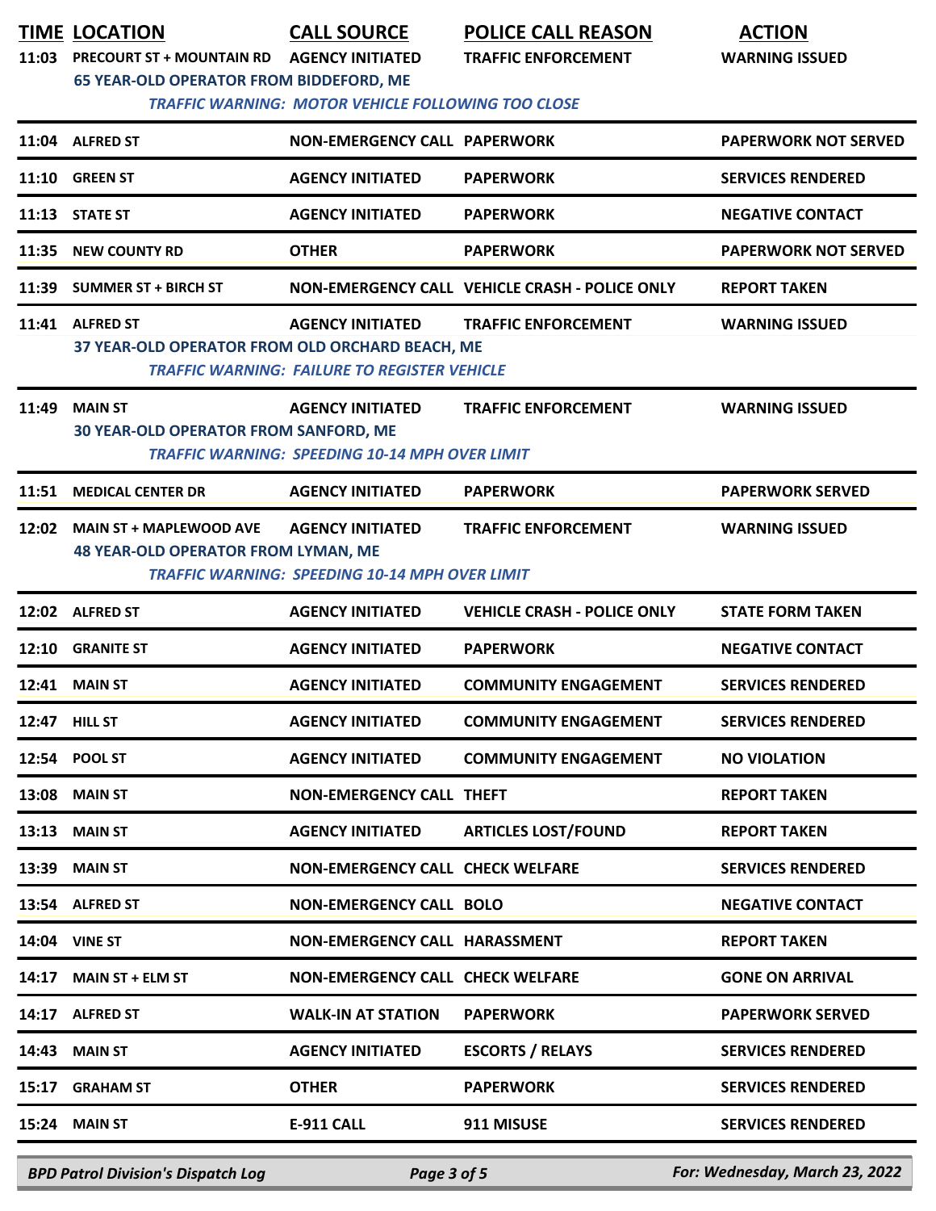| TIME | LOCATION | CALL SOURCE | POLICE CALL REASON | ACTION |
|---|---|---|---|---|
| 11:03 | PRECOURT ST + MOUNTAIN RD | AGENCY INITIATED | TRAFFIC ENFORCEMENT | WARNING ISSUED |
| | 65 YEAR-OLD OPERATOR FROM BIDDEFORD, ME<br>*TRAFFIC WARNING: MOTOR VEHICLE FOLLOWING TOO CLOSE* | | | |
| 11:04 | ALFRED ST | NON-EMERGENCY CALL | PAPERWORK | PAPERWORK NOT SERVED |
| 11:10 | GREEN ST | AGENCY INITIATED | PAPERWORK | SERVICES RENDERED |
| 11:13 | STATE ST | AGENCY INITIATED | PAPERWORK | NEGATIVE CONTACT |
| 11:35 | NEW COUNTY RD | OTHER | PAPERWORK | PAPERWORK NOT SERVED |
| 11:39 | SUMMER ST + BIRCH ST | NON-EMERGENCY CALL | VEHICLE CRASH - POLICE ONLY | REPORT TAKEN |
| 11:41 | ALFRED ST | AGENCY INITIATED | TRAFFIC ENFORCEMENT | WARNING ISSUED |
| | 37 YEAR-OLD OPERATOR FROM OLD ORCHARD BEACH, ME<br>*TRAFFIC WARNING: FAILURE TO REGISTER VEHICLE* | | | |
| 11:49 | MAIN ST | AGENCY INITIATED | TRAFFIC ENFORCEMENT | WARNING ISSUED |
| | 30 YEAR-OLD OPERATOR FROM SANFORD, ME<br>*TRAFFIC WARNING: SPEEDING 10-14 MPH OVER LIMIT* | | | |
| 11:51 | MEDICAL CENTER DR | AGENCY INITIATED | PAPERWORK | PAPERWORK SERVED |
| 12:02 | MAIN ST + MAPLEWOOD AVE | AGENCY INITIATED | TRAFFIC ENFORCEMENT | WARNING ISSUED |
| | 48 YEAR-OLD OPERATOR FROM LYMAN, ME<br>*TRAFFIC WARNING: SPEEDING 10-14 MPH OVER LIMIT* | | | |
| 12:02 | ALFRED ST | AGENCY INITIATED | VEHICLE CRASH - POLICE ONLY | STATE FORM TAKEN |
| 12:10 | GRANITE ST | AGENCY INITIATED | PAPERWORK | NEGATIVE CONTACT |
| 12:41 | MAIN ST | AGENCY INITIATED | COMMUNITY ENGAGEMENT | SERVICES RENDERED |
| 12:47 | HILL ST | AGENCY INITIATED | COMMUNITY ENGAGEMENT | SERVICES RENDERED |
| 12:54 | POOL ST | AGENCY INITIATED | COMMUNITY ENGAGEMENT | NO VIOLATION |
| 13:08 | MAIN ST | NON-EMERGENCY CALL | THEFT | REPORT TAKEN |
| 13:13 | MAIN ST | AGENCY INITIATED | ARTICLES LOST/FOUND | REPORT TAKEN |
| 13:39 | MAIN ST | NON-EMERGENCY CALL | CHECK WELFARE | SERVICES RENDERED |
| 13:54 | ALFRED ST | NON-EMERGENCY CALL | BOLO | NEGATIVE CONTACT |
| 14:04 | VINE ST | NON-EMERGENCY CALL | HARASSMENT | REPORT TAKEN |
| 14:17 | MAIN ST + ELM ST | NON-EMERGENCY CALL | CHECK WELFARE | GONE ON ARRIVAL |
| 14:17 | ALFRED ST | WALK-IN AT STATION | PAPERWORK | PAPERWORK SERVED |
| 14:43 | MAIN ST | AGENCY INITIATED | ESCORTS / RELAYS | SERVICES RENDERED |
| 15:17 | GRAHAM ST | OTHER | PAPERWORK | SERVICES RENDERED |
| 15:24 | MAIN ST | E-911 CALL | 911 MISUSE | SERVICES RENDERED |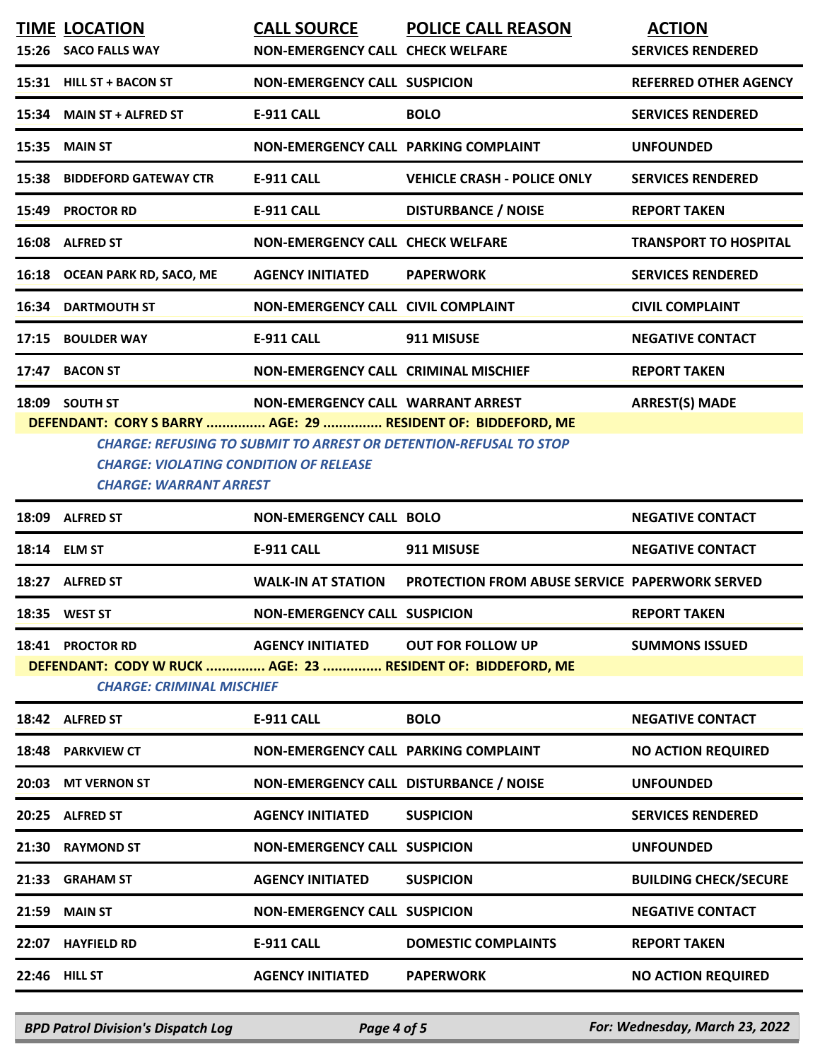| TIME | LOCATION | CALL SOURCE | POLICE CALL REASON | ACTION |
|---|---|---|---|---|
| 15:26 | SACO FALLS WAY | NON-EMERGENCY CALL | CHECK WELFARE | SERVICES RENDERED |
| 15:31 | HILL ST + BACON ST | NON-EMERGENCY CALL | SUSPICION | REFERRED OTHER AGENCY |
| 15:34 | MAIN ST + ALFRED ST | E-911 CALL | BOLO | SERVICES RENDERED |
| 15:35 | MAIN ST | NON-EMERGENCY CALL | PARKING COMPLAINT | UNFOUNDED |
| 15:38 | BIDDEFORD GATEWAY CTR | E-911 CALL | VEHICLE CRASH - POLICE ONLY | SERVICES RENDERED |
| 15:49 | PROCTOR RD | E-911 CALL | DISTURBANCE / NOISE | REPORT TAKEN |
| 16:08 | ALFRED ST | NON-EMERGENCY CALL | CHECK WELFARE | TRANSPORT TO HOSPITAL |
| 16:18 | OCEAN PARK RD, SACO, ME | AGENCY INITIATED | PAPERWORK | SERVICES RENDERED |
| 16:34 | DARTMOUTH ST | NON-EMERGENCY CALL | CIVIL COMPLAINT | CIVIL COMPLAINT |
| 17:15 | BOULDER WAY | E-911 CALL | 911 MISUSE | NEGATIVE CONTACT |
| 17:47 | BACON ST | NON-EMERGENCY CALL | CRIMINAL MISCHIEF | REPORT TAKEN |
| 18:09 | SOUTH ST | NON-EMERGENCY CALL | WARRANT ARREST | ARREST(S) MADE |

**DEFENDANT: CORY S BARRY ............... AGE: 29 ............... RESIDENT OF: BIDDEFORD, ME**

*CHARGE: REFUSING TO SUBMIT TO ARREST OR DETENTION-REFUSAL TO STOP*
*CHARGE: VIOLATING CONDITION OF RELEASE*
*CHARGE: WARRANT ARREST*

| TIME | LOCATION | CALL SOURCE | POLICE CALL REASON | ACTION |
|---|---|---|---|---|
| 18:09 | ALFRED ST | NON-EMERGENCY CALL | BOLO | NEGATIVE CONTACT |
| 18:14 | ELM ST | E-911 CALL | 911 MISUSE | NEGATIVE CONTACT |
| 18:27 | ALFRED ST | WALK-IN AT STATION | PROTECTION FROM ABUSE SERVICE | PAPERWORK SERVED |
| 18:35 | WEST ST | NON-EMERGENCY CALL | SUSPICION | REPORT TAKEN |
| 18:41 | PROCTOR RD | AGENCY INITIATED | OUT FOR FOLLOW UP | SUMMONS ISSUED |

**DEFENDANT: CODY W RUCK ............... AGE: 23 ............... RESIDENT OF: BIDDEFORD, ME**

*CHARGE: CRIMINAL MISCHIEF*

| TIME | LOCATION | CALL SOURCE | POLICE CALL REASON | ACTION |
|---|---|---|---|---|
| 18:42 | ALFRED ST | E-911 CALL | BOLO | NEGATIVE CONTACT |
| 18:48 | PARKVIEW CT | NON-EMERGENCY CALL | PARKING COMPLAINT | NO ACTION REQUIRED |
| 20:03 | MT VERNON ST | NON-EMERGENCY CALL | DISTURBANCE / NOISE | UNFOUNDED |
| 20:25 | ALFRED ST | AGENCY INITIATED | SUSPICION | SERVICES RENDERED |
| 21:30 | RAYMOND ST | NON-EMERGENCY CALL | SUSPICION | UNFOUNDED |
| 21:33 | GRAHAM ST | AGENCY INITIATED | SUSPICION | BUILDING CHECK/SECURE |
| 21:59 | MAIN ST | NON-EMERGENCY CALL | SUSPICION | NEGATIVE CONTACT |
| 22:07 | HAYFIELD RD | E-911 CALL | DOMESTIC COMPLAINTS | REPORT TAKEN |
| 22:46 | HILL ST | AGENCY INITIATED | PAPERWORK | NO ACTION REQUIRED |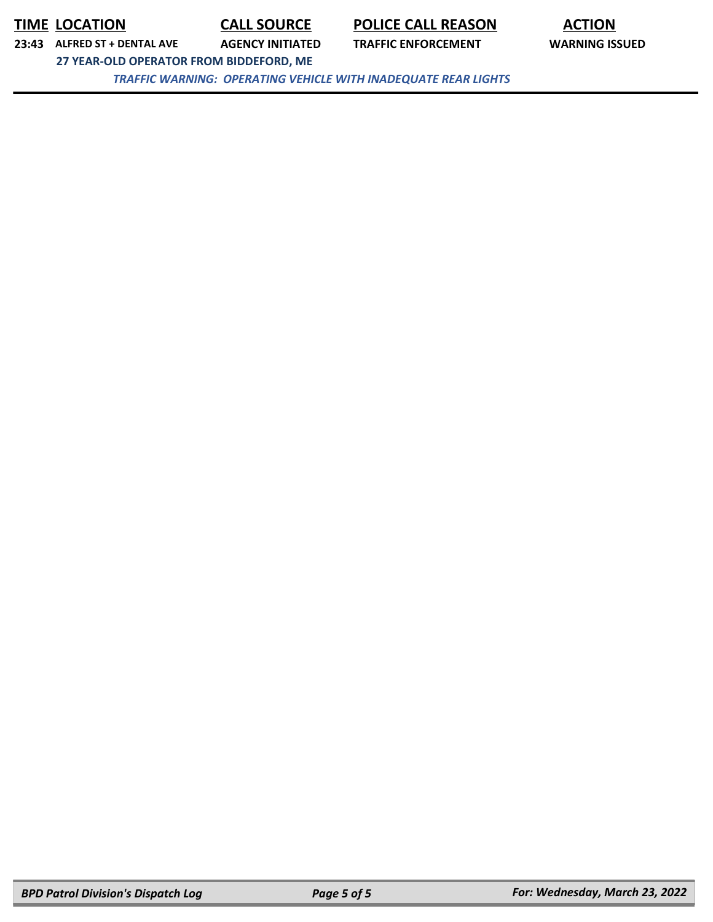| TIME | LOCATION | CALL SOURCE | POLICE CALL REASON | ACTION |
|---|---|---|---|---|
| 23:43 | ALFRED ST + DENTAL AVE | AGENCY INITIATED | TRAFFIC ENFORCEMENT | WARNING ISSUED |

**27 YEAR-OLD OPERATOR FROM BIDDEFORD, ME**

*TRAFFIC WARNING: OPERATING VEHICLE WITH INADEQUATE REAR LIGHTS*